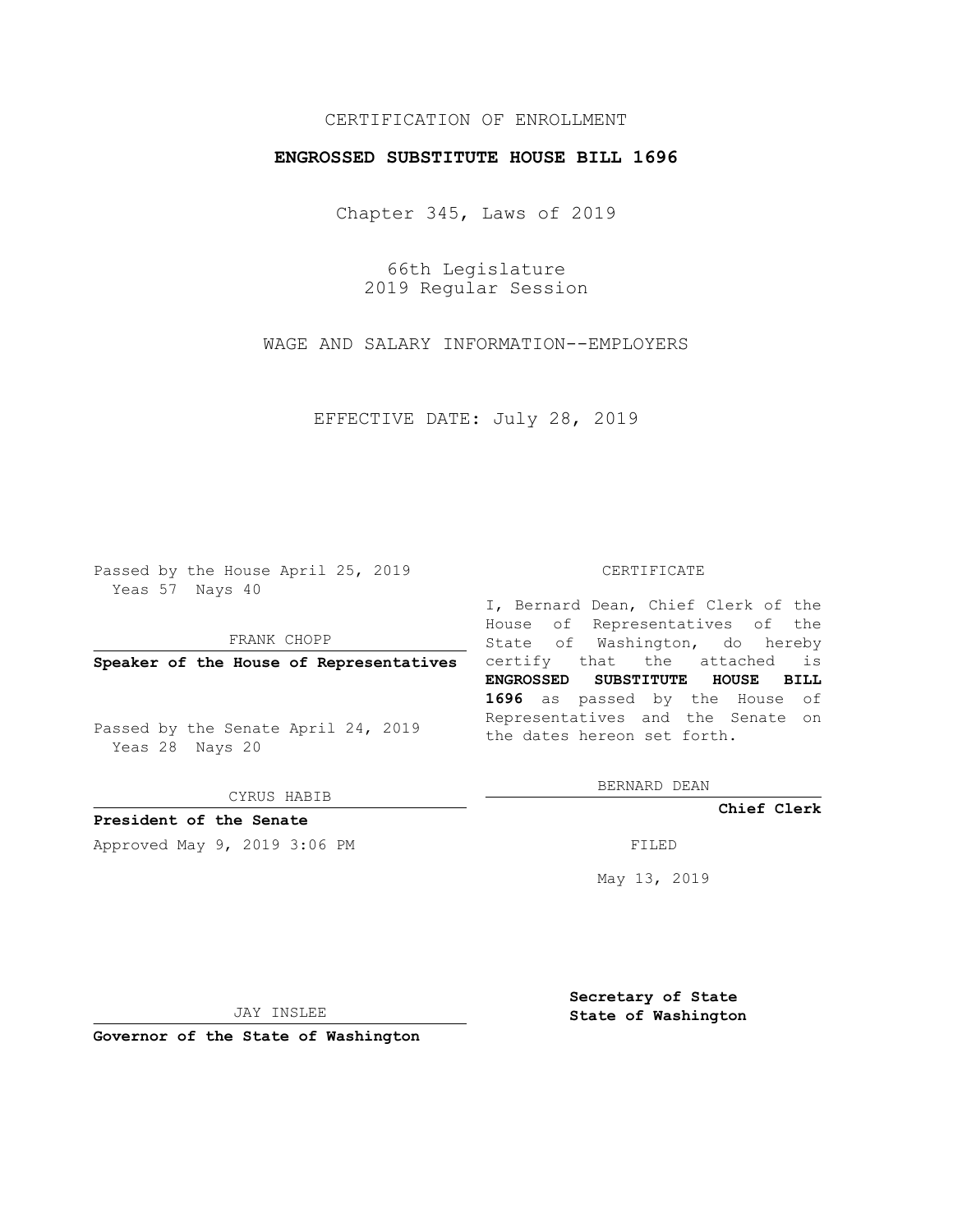CERTIFICATION OF ENROLLMENT

**ENGROSSED SUBSTITUTE HOUSE BILL 1696**

Chapter 345, Laws of 2019

66th Legislature
2019 Regular Session

WAGE AND SALARY INFORMATION--EMPLOYERS

EFFECTIVE DATE: July 28, 2019

Passed by the House April 25, 2019
Yeas 57 Nays 40

FRANK CHOPP

**Speaker of the House of Representatives**

Passed by the Senate April 24, 2019
Yeas 28 Nays 20

CYRUS HABIB

**President of the Senate**

Approved May 9, 2019 3:06 PM

JAY INSLEE

**Governor of the State of Washington**

CERTIFICATE

I, Bernard Dean, Chief Clerk of the House of Representatives of the State of Washington, do hereby certify that the attached is **ENGROSSED SUBSTITUTE HOUSE BILL 1696** as passed by the House of Representatives and the Senate on the dates hereon set forth.

BERNARD DEAN

**Chief Clerk**

FILED

May 13, 2019

**Secretary of State**
**State of Washington**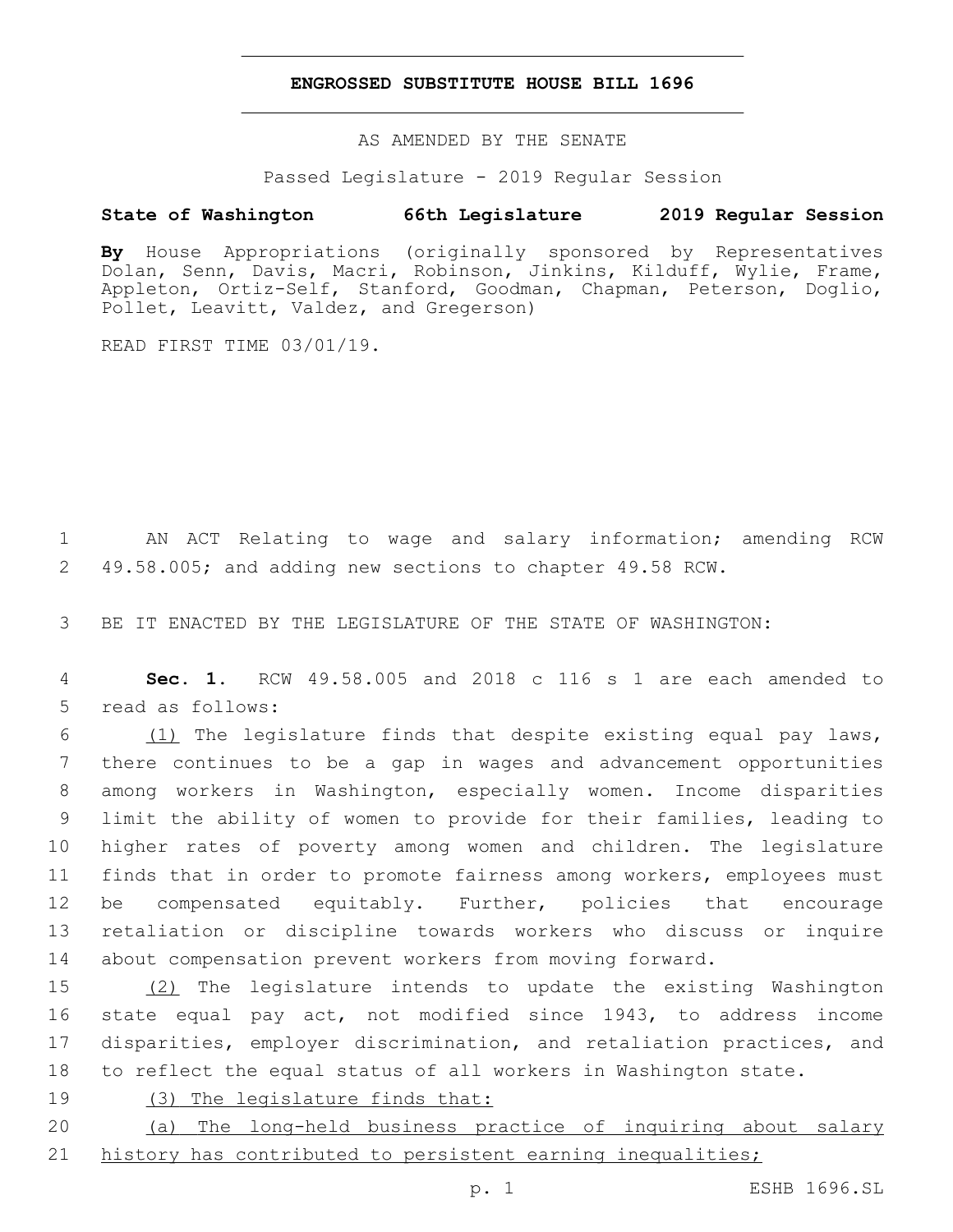# ENGROSSED SUBSTITUTE HOUSE BILL 1696

AS AMENDED BY THE SENATE

Passed Legislature - 2019 Regular Session

**State of Washington 66th Legislature 2019 Regular Session**

**By** House Appropriations (originally sponsored by Representatives Dolan, Senn, Davis, Macri, Robinson, Jinkins, Kilduff, Wylie, Frame, Appleton, Ortiz-Self, Stanford, Goodman, Chapman, Peterson, Doglio, Pollet, Leavitt, Valdez, and Gregerson)

READ FIRST TIME 03/01/19.

1 AN ACT Relating to wage and salary information; amending RCW
2 49.58.005; and adding new sections to chapter 49.58 RCW.

3 BE IT ENACTED BY THE LEGISLATURE OF THE STATE OF WASHINGTON:

4 **Sec. 1.** RCW 49.58.005 and 2018 c 116 s 1 are each amended to
5 read as follows:

6 (1) The legislature finds that despite existing equal pay laws,
7 there continues to be a gap in wages and advancement opportunities
8 among workers in Washington, especially women. Income disparities
9 limit the ability of women to provide for their families, leading to
10 higher rates of poverty among women and children. The legislature
11 finds that in order to promote fairness among workers, employees must
12 be compensated equitably. Further, policies that encourage
13 retaliation or discipline towards workers who discuss or inquire
14 about compensation prevent workers from moving forward.

15 (2) The legislature intends to update the existing Washington
16 state equal pay act, not modified since 1943, to address income
17 disparities, employer discrimination, and retaliation practices, and
18 to reflect the equal status of all workers in Washington state.

19 (3) The legislature finds that:

20 (a) The long-held business practice of inquiring about salary
21 history has contributed to persistent earning inequalities;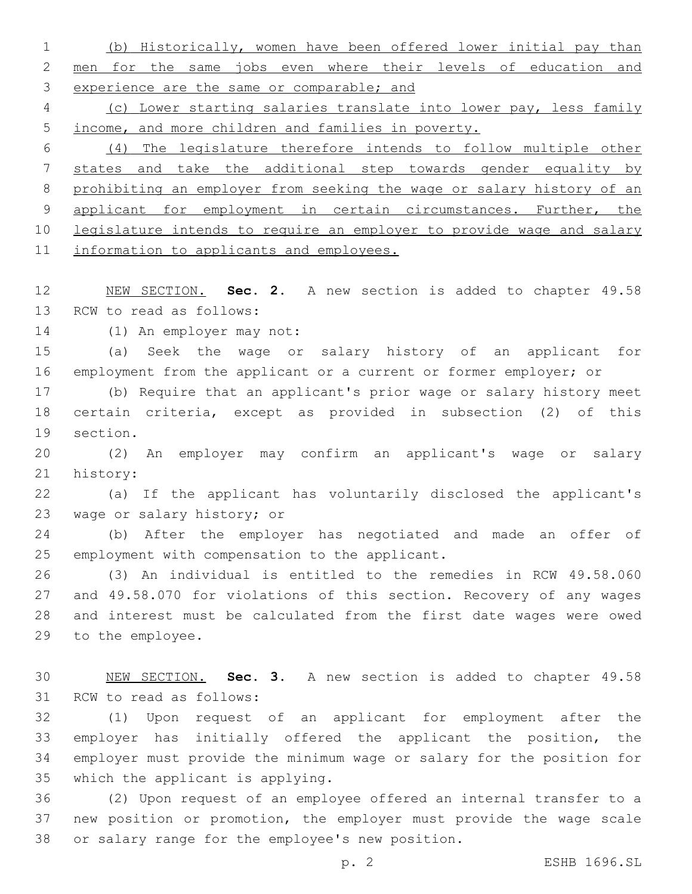(b) Historically, women have been offered lower initial pay than men for the same jobs even where their levels of education and experience are the same or comparable; and

(c) Lower starting salaries translate into lower pay, less family income, and more children and families in poverty.

(4) The legislature therefore intends to follow multiple other states and take the additional step towards gender equality by prohibiting an employer from seeking the wage or salary history of an applicant for employment in certain circumstances. Further, the legislature intends to require an employer to provide wage and salary information to applicants and employees.

NEW SECTION. **Sec. 2.** A new section is added to chapter 49.58 RCW to read as follows:

(1) An employer may not:

(a) Seek the wage or salary history of an applicant for employment from the applicant or a current or former employer; or

(b) Require that an applicant's prior wage or salary history meet certain criteria, except as provided in subsection (2) of this section.

(2) An employer may confirm an applicant's wage or salary history:

(a) If the applicant has voluntarily disclosed the applicant's wage or salary history; or

(b) After the employer has negotiated and made an offer of employment with compensation to the applicant.

(3) An individual is entitled to the remedies in RCW 49.58.060 and 49.58.070 for violations of this section. Recovery of any wages and interest must be calculated from the first date wages were owed to the employee.

NEW SECTION. **Sec. 3.** A new section is added to chapter 49.58 RCW to read as follows:

(1) Upon request of an applicant for employment after the employer has initially offered the applicant the position, the employer must provide the minimum wage or salary for the position for which the applicant is applying.

(2) Upon request of an employee offered an internal transfer to a new position or promotion, the employer must provide the wage scale or salary range for the employee's new position.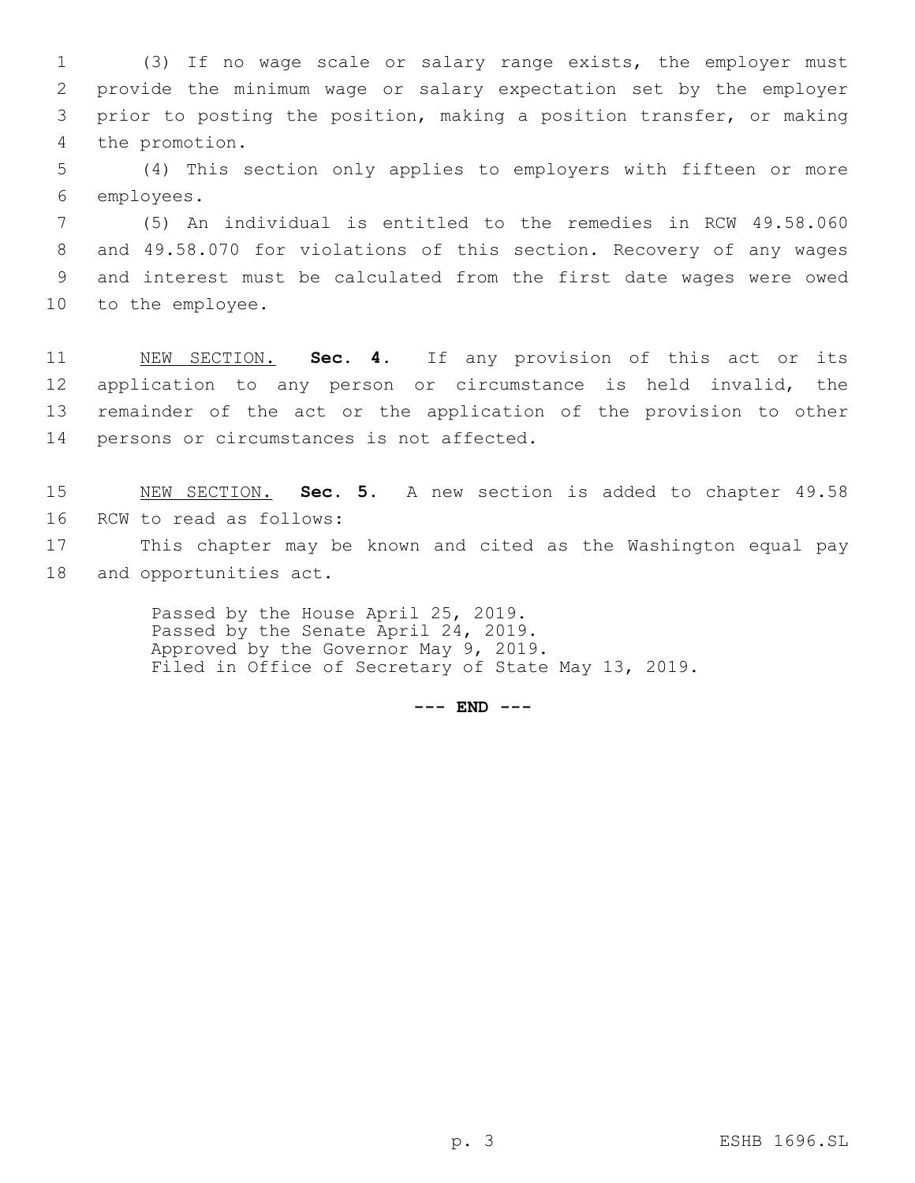(3) If no wage scale or salary range exists, the employer must provide the minimum wage or salary expectation set by the employer prior to posting the position, making a position transfer, or making the promotion.

(4) This section only applies to employers with fifteen or more employees.

(5) An individual is entitled to the remedies in RCW 49.58.060 and 49.58.070 for violations of this section. Recovery of any wages and interest must be calculated from the first date wages were owed to the employee.

NEW SECTION. **Sec. 4.** If any provision of this act or its application to any person or circumstance is held invalid, the remainder of the act or the application of the provision to other persons or circumstances is not affected.

NEW SECTION. **Sec. 5.** A new section is added to chapter 49.58 RCW to read as follows:

This chapter may be known and cited as the Washington equal pay and opportunities act.

Passed by the House April 25, 2019.
Passed by the Senate April 24, 2019.
Approved by the Governor May 9, 2019.
Filed in Office of Secretary of State May 13, 2019.

**--- END ---**